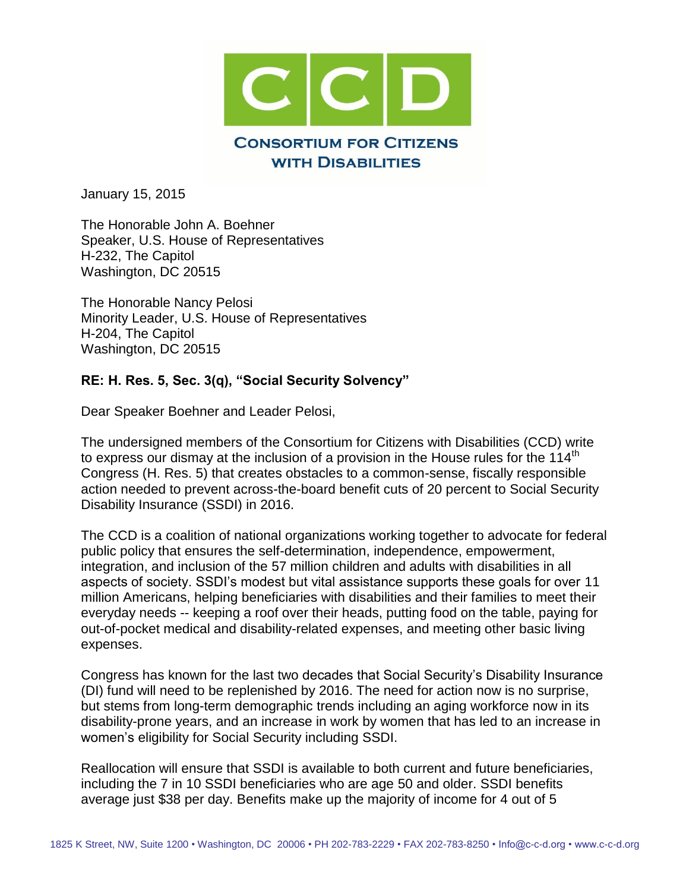**CCD**

**CONSORTIUM FOR CITIZENS WITH DISABILITIES**

January 15, 2015

The Honorable John A. Boehner
Speaker, U.S. House of Representatives
H-232, The Capitol
Washington, DC 20515

The Honorable Nancy Pelosi
Minority Leader, U.S. House of Representatives
H-204, The Capitol
Washington, DC 20515

**RE: H. Res. 5, Sec. 3(q), "Social Security Solvency"**

Dear Speaker Boehner and Leader Pelosi,

The undersigned members of the Consortium for Citizens with Disabilities (CCD) write to express our dismay at the inclusion of a provision in the House rules for the 114th Congress (H. Res. 5) that creates obstacles to a common-sense, fiscally responsible action needed to prevent across-the-board benefit cuts of 20 percent to Social Security Disability Insurance (SSDI) in 2016.

The CCD is a coalition of national organizations working together to advocate for federal public policy that ensures the self-determination, independence, empowerment, integration, and inclusion of the 57 million children and adults with disabilities in all aspects of society. SSDI's modest but vital assistance supports these goals for over 11 million Americans, helping beneficiaries with disabilities and their families to meet their everyday needs -- keeping a roof over their heads, putting food on the table, paying for out-of-pocket medical and disability-related expenses, and meeting other basic living expenses.

Congress has known for the last two decades that Social Security's Disability Insurance (DI) fund will need to be replenished by 2016. The need for action now is no surprise, but stems from long-term demographic trends including an aging workforce now in its disability-prone years, and an increase in work by women that has led to an increase in women's eligibility for Social Security including SSDI.

Reallocation will ensure that SSDI is available to both current and future beneficiaries, including the 7 in 10 SSDI beneficiaries who are age 50 and older. SSDI benefits average just $38 per day. Benefits make up the majority of income for 4 out of 5

1825 K Street, NW, Suite 1200 • Washington, DC 20006 • PH 202-783-2229 • FAX 202-783-8250 • Info@c-c-d.org • www.c-c-d.org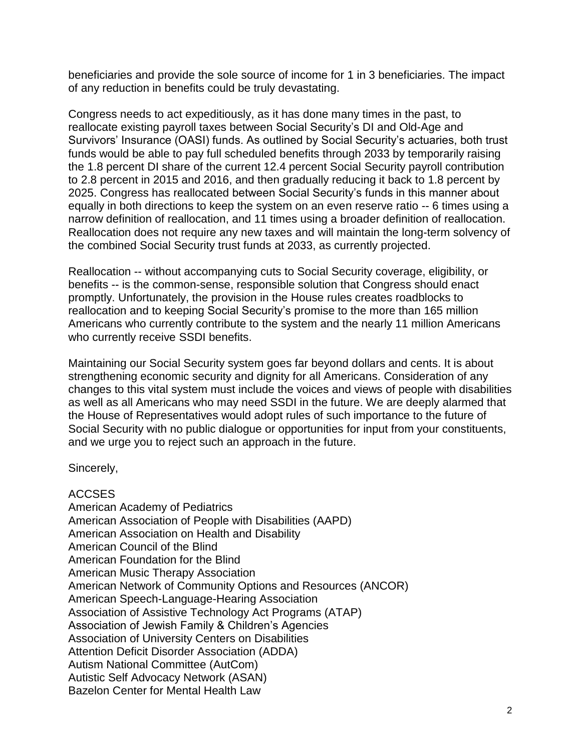beneficiaries and provide the sole source of income for 1 in 3 beneficiaries. The impact of any reduction in benefits could be truly devastating.

Congress needs to act expeditiously, as it has done many times in the past, to reallocate existing payroll taxes between Social Security's DI and Old-Age and Survivors' Insurance (OASI) funds. As outlined by Social Security's actuaries, both trust funds would be able to pay full scheduled benefits through 2033 by temporarily raising the 1.8 percent DI share of the current 12.4 percent Social Security payroll contribution to 2.8 percent in 2015 and 2016, and then gradually reducing it back to 1.8 percent by 2025. Congress has reallocated between Social Security's funds in this manner about equally in both directions to keep the system on an even reserve ratio -- 6 times using a narrow definition of reallocation, and 11 times using a broader definition of reallocation. Reallocation does not require any new taxes and will maintain the long-term solvency of the combined Social Security trust funds at 2033, as currently projected.

Reallocation -- without accompanying cuts to Social Security coverage, eligibility, or benefits -- is the common-sense, responsible solution that Congress should enact promptly. Unfortunately, the provision in the House rules creates roadblocks to reallocation and to keeping Social Security's promise to the more than 165 million Americans who currently contribute to the system and the nearly 11 million Americans who currently receive SSDI benefits.

Maintaining our Social Security system goes far beyond dollars and cents. It is about strengthening economic security and dignity for all Americans. Consideration of any changes to this vital system must include the voices and views of people with disabilities as well as all Americans who may need SSDI in the future. We are deeply alarmed that the House of Representatives would adopt rules of such importance to the future of Social Security with no public dialogue or opportunities for input from your constituents, and we urge you to reject such an approach in the future.

Sincerely,

ACCSES
American Academy of Pediatrics
American Association of People with Disabilities (AAPD)
American Association on Health and Disability
American Council of the Blind
American Foundation for the Blind
American Music Therapy Association
American Network of Community Options and Resources (ANCOR)
American Speech-Language-Hearing Association
Association of Assistive Technology Act Programs (ATAP)
Association of Jewish Family & Children's Agencies
Association of University Centers on Disabilities
Attention Deficit Disorder Association (ADDA)
Autism National Committee (AutCom)
Autistic Self Advocacy Network (ASAN)
Bazelon Center for Mental Health Law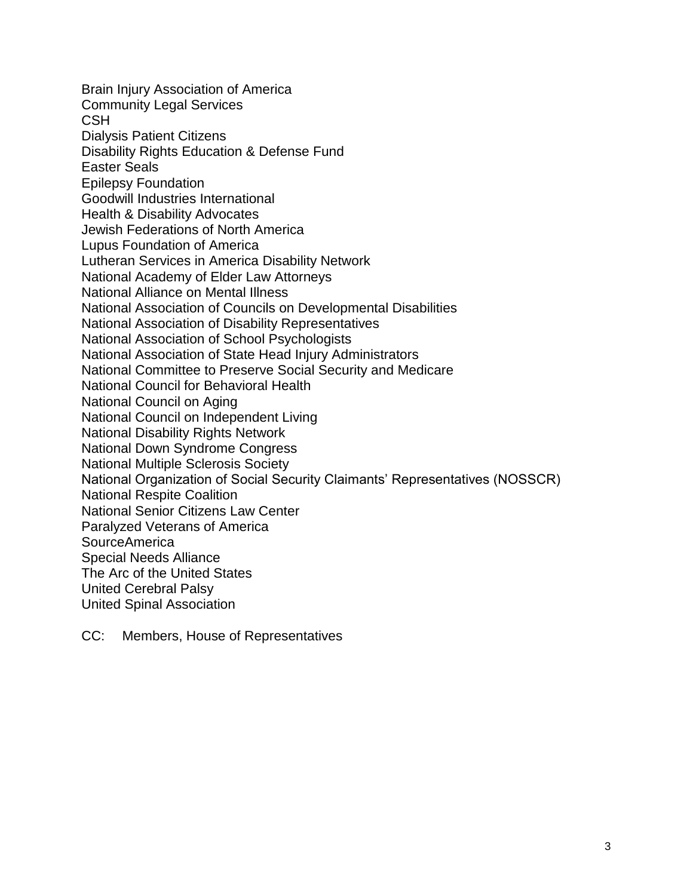Brain Injury Association of America
Community Legal Services
CSH
Dialysis Patient Citizens
Disability Rights Education & Defense Fund
Easter Seals
Epilepsy Foundation
Goodwill Industries International
Health & Disability Advocates
Jewish Federations of North America
Lupus Foundation of America
Lutheran Services in America Disability Network
National Academy of Elder Law Attorneys
National Alliance on Mental Illness
National Association of Councils on Developmental Disabilities
National Association of Disability Representatives
National Association of School Psychologists
National Association of State Head Injury Administrators
National Committee to Preserve Social Security and Medicare
National Council for Behavioral Health
National Council on Aging
National Council on Independent Living
National Disability Rights Network
National Down Syndrome Congress
National Multiple Sclerosis Society
National Organization of Social Security Claimants' Representatives (NOSSCR)
National Respite Coalition
National Senior Citizens Law Center
Paralyzed Veterans of America
SourceAmerica
Special Needs Alliance
The Arc of the United States
United Cerebral Palsy
United Spinal Association

CC: Members, House of Representatives